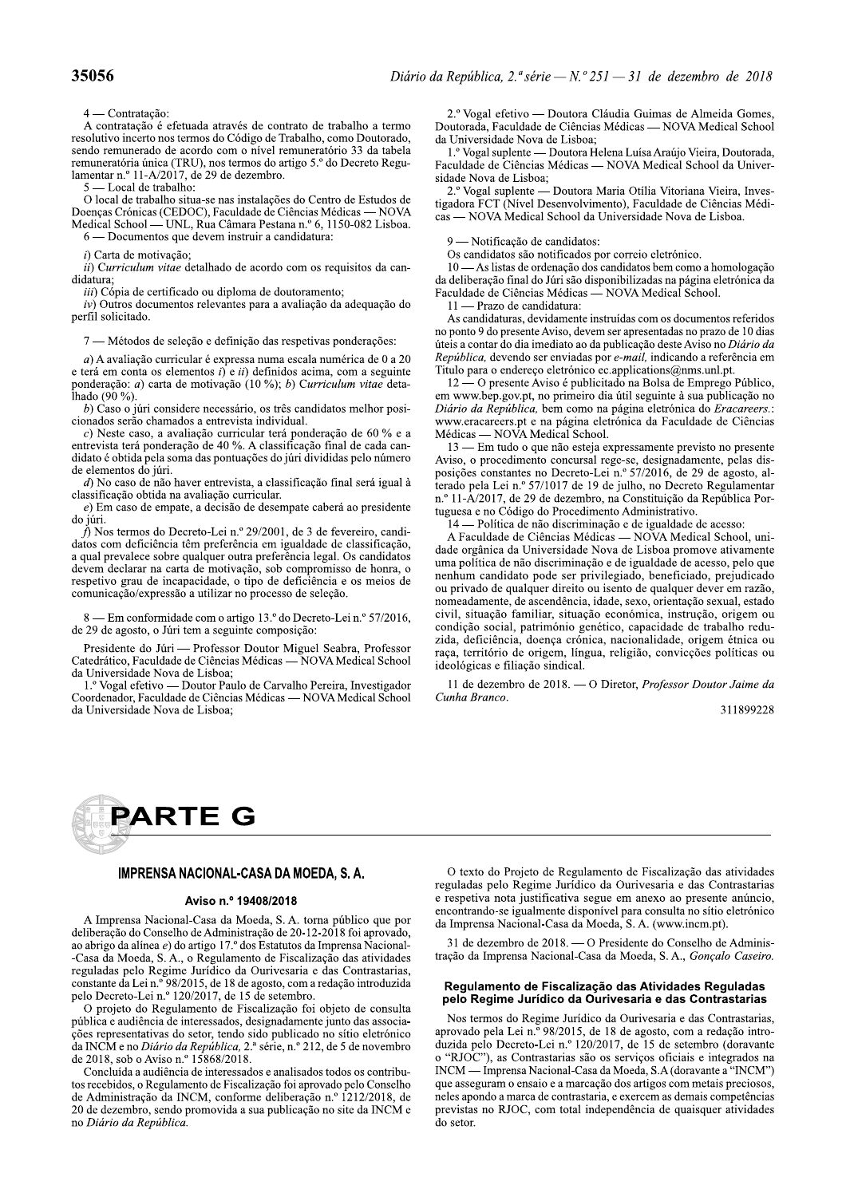4 — Contratação:

A contratação é efetuada através de contrato de trabalho a termo resolutivo incerto nos termos do Código de Trabalho, como Doutorado, sendo remunerado de acordo com o nível remuneratório 33 da tabela remuneratória única (TRU), nos termos do artigo 5.º do Decreto Regulamentar n.º 11-A/2017, de 29 de dezembro.

5 — Local de trabalho:

O local de trabalho situa-se nas instalações do Centro de Estudos de Doenças Crónicas (CEDOC), Faculdade de Ciências Médicas — NOVA Medical School — UNL, Rua Câmara Pestana n.º 6, 1150-082 Lisboa.

6 — Documentos que devem instruir a candidatura:

*i*) Carta de motivação;

*ii*) *Curriculum vitae* detalhado de acordo com os requisitos da candidatura;

*iii*) Cópia de certificado ou diploma de doutoramento;

*iv*) Outros documentos relevantes para a avaliação da adequação do perfil solicitado.

7 — Métodos de seleção e definição das respetivas ponderações:

*a*) A avaliação curricular é expressa numa escala numérica de 0 a 20 e terá em conta os elementos *i*) e *ii*) definidos acima, com a seguinte ponderação: *a*) carta de motivação (10 %); *b*) *Curriculum vitae* detalhado (90 %).

*b*) Caso o júri considere necessário, os três candidatos melhor posicionados serão chamados a entrevista individual.

*c*) Neste caso, a avaliação curricular terá ponderação de 60 % e a entrevista terá ponderação de 40 %. A classificação final de cada candidato é obtida pela soma das pontuações do júri divididas pelo número de elementos do júri.

*d*) No caso de não haver entrevista, a classificação final será igual à classificação obtida na avaliação curricular.

*e*) Em caso de empate, a decisão de desempate caberá ao presidente do júri.

*f*) Nos termos do Decreto-Lei n.º 29/2001, de 3 de fevereiro, candidatos com deficiência têm preferência em igualdade de classificação, a qual prevalece sobre qualquer outra preferência legal. Os candidatos devem declarar na carta de motivação, sob compromisso de honra, o respetivo grau de incapacidade, o tipo de deficiência e os meios de comunicação/expressão a utilizar no processo de seleção.

8 — Em conformidade com o artigo 13.º do Decreto-Lei n.º 57/2016, de 29 de agosto, o Júri tem a seguinte composição:

Presidente do Júri — Professor Doutor Miguel Seabra, Professor Catedrático, Faculdade de Ciências Médicas — NOVA Medical School da Universidade Nova de Lisboa;

1.º Vogal efetivo — Doutor Paulo de Carvalho Pereira, Investigador Coordenador, Faculdade de Ciências Médicas — NOVA Medical School da Universidade Nova de Lisboa;

2.º Vogal efetivo — Doutora Cláudia Guimas de Almeida Gomes, Doutorada, Faculdade de Ciências Médicas — NOVA Medical School da Universidade Nova de Lisboa;

1.º Vogal suplente — Doutora Helena Luísa Araújo Vieira, Doutorada, Faculdade de Ciências Médicas — NOVA Medical School da Universidade Nova de Lisboa;

2.º Vogal suplente — Doutora Maria Otília Vitoriana Vieira, Investigadora FCT (Nível Desenvolvimento), Faculdade de Ciências Médicas — NOVA Medical School da Universidade Nova de Lisboa.

9 — Notificação de candidatos:

Os candidatos são notificados por correio eletrónico.

10 — As listas de ordenação dos candidatos bem como a homologação da deliberação final do Júri são disponibilizadas na página eletrónica da Faculdade de Ciências Médicas — NOVA Medical School.

11 — Prazo de candidatura:

As candidaturas, devidamente instruídas com os documentos referidos no ponto 9 do presente Aviso, devem ser apresentadas no prazo de 10 dias úteis a contar do dia imediato ao da publicação deste Aviso no *Diário da República*, devendo ser enviadas por *e-mail*, indicando a referência em Título para o endereço eletrónico ec.applications@nms.unl.pt.

12 — O presente Aviso é publicitado na Bolsa de Emprego Público, em www.bep.gov.pt, no primeiro dia útil seguinte à sua publicação no *Diário da República*, bem como na página eletrónica do *Eracareers.*: www.eracareers.pt e na página eletrónica da Faculdade de Ciências Médicas — NOVA Medical School.

13 — Em tudo o que não esteja expressamente previsto no presente Aviso, o procedimento concursal rege-se, designadamente, pelas disposições constantes no Decreto-Lei n.º 57/2016, de 29 de agosto, alterado pela Lei n.º 57/1017 de 19 de julho, no Decreto Regulamentar n.º 11-A/2017, de 29 de dezembro, na Constituição da República Portuguesa e no Código do Procedimento Administrativo.

14 — Política de não discriminação e de igualdade de acesso:

A Faculdade de Ciências Médicas — NOVA Medical School, unidade orgânica da Universidade Nova de Lisboa promove ativamente uma política de não discriminação e de igualdade de acesso, pelo que nenhum candidato pode ser privilegiado, beneficiado, prejudicado ou privado de qualquer direito ou isento de qualquer dever em razão, nomeadamente, de ascendência, idade, sexo, orientação sexual, estado civil, situação familiar, situação económica, instrução, origem ou condição social, património genético, capacidade de trabalho reduzida, deficiência, doença crónica, nacionalidade, origem étnica ou raça, território de origem, língua, religião, convicções políticas ou ideológicas e filiação sindical.

11 de dezembro de 2018. — O Diretor, *Professor Doutor Jaime da Cunha Branco*.

311899228

# PARTE G

## IMPRENSA NACIONAL-CASA DA MOEDA, S. A.

### Aviso n.º 19408/2018

A Imprensa Nacional-Casa da Moeda, S. A. torna público que por deliberação do Conselho de Administração de 20-12-2018 foi aprovado, ao abrigo da alínea *e*) do artigo 17.º dos Estatutos da Imprensa Nacional-Casa da Moeda, S. A., o Regulamento de Fiscalização das atividades reguladas pelo Regime Jurídico da Ourivesaria e das Contrastarias, constante da Lei n.º 98/2015, de 18 de agosto, com a redação introduzida pelo Decreto-Lei n.º 120/2017, de 15 de setembro.

O projeto do Regulamento de Fiscalização foi objeto de consulta pública e audiência de interessados, designadamente junto das associações representativas do setor, tendo sido publicado no sítio eletrónico da INCM e no *Diário da República*, 2.ª série, n.º 212, de 5 de novembro de 2018, sob o Aviso n.º 15868/2018.

Concluída a audiência de interessados e analisados todos os contributos recebidos, o Regulamento de Fiscalização foi aprovado pelo Conselho de Administração da INCM, conforme deliberação n.º 1212/2018, de 20 de dezembro, sendo promovida a sua publicação no site da INCM e no *Diário da República*.

O texto do Projeto de Regulamento de Fiscalização das atividades reguladas pelo Regime Jurídico da Ourivesaria e das Contrastarias e respetiva nota justificativa segue em anexo ao presente anúncio, encontrando-se igualmente disponível para consulta no sítio eletrónico da Imprensa Nacional-Casa da Moeda, S. A. (www.incm.pt).

31 de dezembro de 2018. — O Presidente do Conselho de Administração da Imprensa Nacional-Casa da Moeda, S. A., *Gonçalo Caseiro*.

### Regulamento de Fiscalização das Atividades Reguladas pelo Regime Jurídico da Ourivesaria e das Contrastarias

Nos termos do Regime Jurídico da Ourivesaria e das Contrastarias, aprovado pela Lei n.º 98/2015, de 18 de agosto, com a redação introduzida pelo Decreto-Lei n.º 120/2017, de 15 de setembro (doravante o "RJOC"), as Contrastarias são os serviços oficiais e integrados na INCM — Imprensa Nacional-Casa da Moeda, S.A (doravante a "INCM") que asseguram o ensaio e a marcação dos artigos com metais preciosos, neles apondo a marca de contrastaria, e exercem as demais competências previstas no RJOC, com total independência de quaisquer atividades do setor.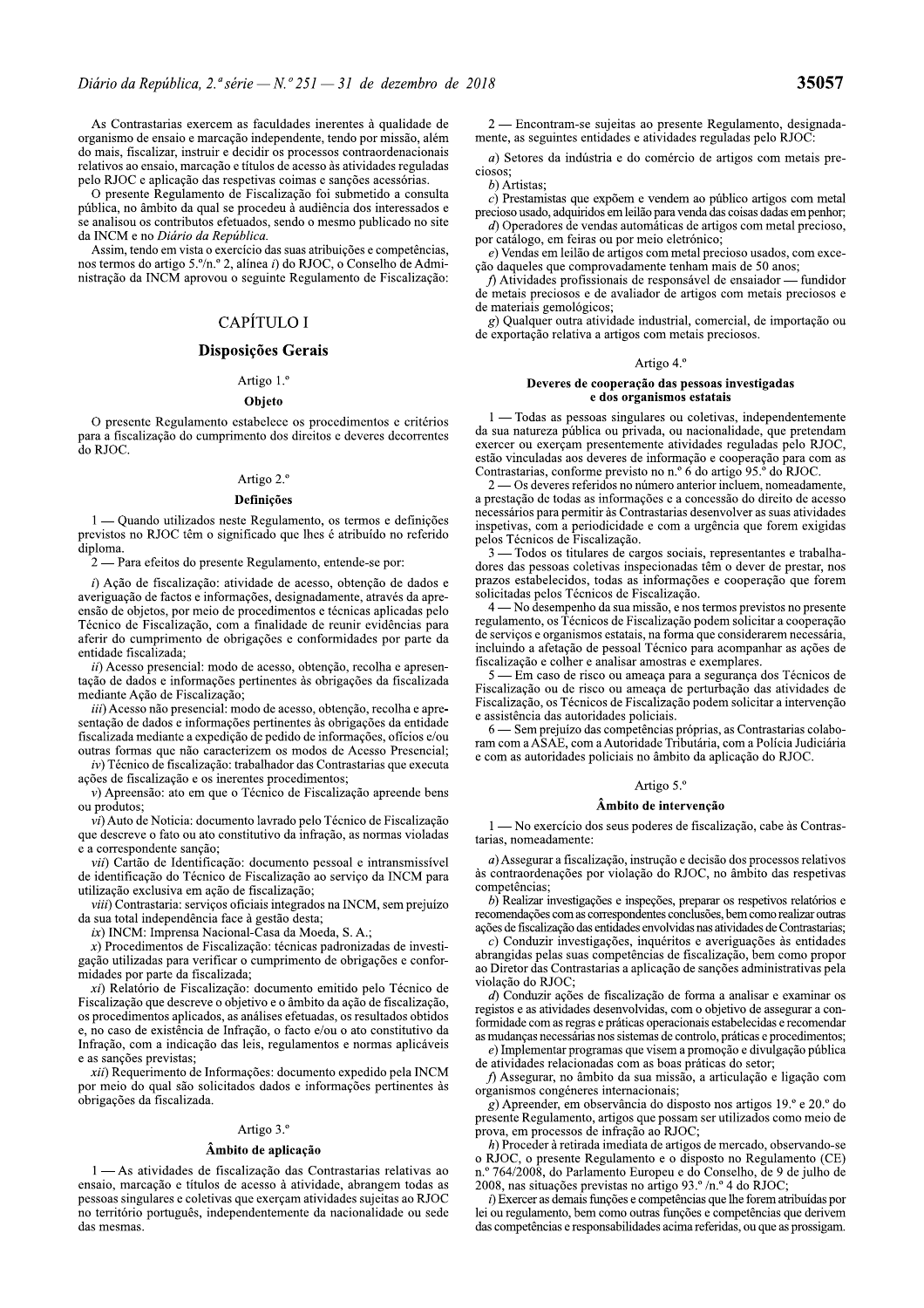As Contrastarias exercem as faculdades inerentes à qualidade de organismo de ensaio e marcação independente, tendo por missão, além do mais, fiscalizar, instruir e decidir os processos contraordenacionais relativos ao ensaio, marcação e títulos de acesso às atividades reguladas pelo RJOC e aplicação das respetivas coimas e sanções acessórias.

O presente Regulamento de Fiscalização foi submetido a consulta pública, no âmbito da qual se procedeu à audiência dos interessados e se analisou os contributos efetuados, sendo o mesmo publicado no site da INCM e no *Diário da República*.

Assim, tendo em vista o exercício das suas atribuições e competências, nos termos do artigo 5.º/n.º 2, alínea *i*) do RJOC, o Conselho de Administração da INCM aprovou o seguinte Regulamento de Fiscalização:

## CAPÍTULO I

## Disposições Gerais

Artigo 1.º

### Objeto

O presente Regulamento estabelece os procedimentos e critérios para a fiscalização do cumprimento dos direitos e deveres decorrentes do RJOC.

Artigo 2.º

### Definições

1 — Quando utilizados neste Regulamento, os termos e definições previstos no RJOC têm o significado que lhes é atribuído no referido diploma.

2 — Para efeitos do presente Regulamento, entende-se por:

*i*) Ação de fiscalização: atividade de acesso, obtenção de dados e averiguação de factos e informações, designadamente, através da apreensão de objetos, por meio de procedimentos e técnicas aplicadas pelo Técnico de Fiscalização, com a finalidade de reunir evidências para aferir do cumprimento de obrigações e conformidades por parte da entidade fiscalizada;

*ii*) Acesso presencial: modo de acesso, obtenção, recolha e apresentação de dados e informações pertinentes às obrigações da fiscalizada mediante Ação de Fiscalização;

*iii*) Acesso não presencial: modo de acesso, obtenção, recolha e apresentação de dados e informações pertinentes às obrigações da entidade fiscalizada mediante a expedição de pedido de informações, ofícios e/ou outras formas que não caracterizem os modos de Acesso Presencial;

*iv*) Técnico de fiscalização: trabalhador das Contrastarias que executa ações de fiscalização e os inerentes procedimentos;

*v*) Apreensão: ato em que o Técnico de Fiscalização apreende bens ou produtos;

*vi*) Auto de Notícia: documento lavrado pelo Técnico de Fiscalização que descreve o fato ou ato constitutivo da infração, as normas violadas e a correspondente sanção;

*vii*) Cartão de Identificação: documento pessoal e intransmissível de identificação do Técnico de Fiscalização ao serviço da INCM para utilização exclusiva em ação de fiscalização;

*viii*) Contrastaria: serviços oficiais integrados na INCM, sem prejuízo da sua total independência face à gestão desta;

*ix*) INCM: Imprensa Nacional-Casa da Moeda, S. A.;

*x*) Procedimentos de Fiscalização: técnicas padronizadas de investigação utilizadas para verificar o cumprimento de obrigações e conformidades por parte da fiscalizada;

*xi*) Relatório de Fiscalização: documento emitido pelo Técnico de Fiscalização que descreve o objetivo e o âmbito da ação de fiscalização, os procedimentos aplicados, as análises efetuadas, os resultados obtidos e, no caso de existência de Infração, o facto e/ou o ato constitutivo da Infração, com a indicação das leis, regulamentos e normas aplicáveis e as sanções previstas;

*xii*) Requerimento de Informações: documento expedido pela INCM por meio do qual são solicitados dados e informações pertinentes às obrigações da fiscalizada.

Artigo 3.º

### Âmbito de aplicação

1 — As atividades de fiscalização das Contrastarias relativas ao ensaio, marcação e títulos de acesso à atividade, abrangem todas as pessoas singulares e coletivas que exerçam atividades sujeitas ao RJOC no território português, independentemente da nacionalidade ou sede das mesmas.

2 — Encontram-se sujeitas ao presente Regulamento, designadamente, as seguintes entidades e atividades reguladas pelo RJOC:

*a*) Setores da indústria e do comércio de artigos com metais preciosos;

*b*) Artistas;

*c*) Prestamistas que expõem e vendem ao público artigos com metal precioso usado, adquiridos em leilão para venda das coisas dadas em penhor;

*d*) Operadores de vendas automáticas de artigos com metal precioso, por catálogo, em feiras ou por meio eletrónico;

*e*) Vendas em leilão de artigos com metal precioso usados, com exceção daqueles que comprovadamente tenham mais de 50 anos;

*f*) Atividades profissionais de responsável de ensaiador — fundidor de metais preciosos e de avaliador de artigos com metais preciosos e de materiais gemológicos;

*g*) Qualquer outra atividade industrial, comercial, de importação ou de exportação relativa a artigos com metais preciosos.

Artigo 4.º

### Deveres de cooperação das pessoas investigadas e dos organismos estatais

1 — Todas as pessoas singulares ou coletivas, independentemente da sua natureza pública ou privada, ou nacionalidade, que pretendam exercer ou exerçam presentemente atividades reguladas pelo RJOC, estão vinculadas aos deveres de informação e cooperação para com as Contrastarias, conforme previsto no n.º 6 do artigo 95.º do RJOC.

2 — Os deveres referidos no número anterior incluem, nomeadamente, a prestação de todas as informações e a concessão do direito de acesso necessários para permitir às Contrastarias desenvolver as suas atividades inspetivas, com a periodicidade e com a urgência que forem exigidas pelos Técnicos de Fiscalização.

3 — Todos os titulares de cargos sociais, representantes e trabalhadores das pessoas coletivas inspecionadas têm o dever de prestar, nos prazos estabelecidos, todas as informações e cooperação que forem solicitadas pelos Técnicos de Fiscalização.

4 — No desempenho da sua missão, e nos termos previstos no presente regulamento, os Técnicos de Fiscalização podem solicitar a cooperação de serviços e organismos estatais, na forma que considerarem necessária, incluindo a afetação de pessoal Técnico para acompanhar as ações de fiscalização e colher e analisar amostras e exemplares.

5 — Em caso de risco ou ameaça para a segurança dos Técnicos de Fiscalização ou de risco ou ameaça de perturbação das atividades de Fiscalização, os Técnicos de Fiscalização podem solicitar a intervenção e assistência das autoridades policiais.

6 — Sem prejuízo das competências próprias, as Contrastarias colaboram com a ASAE, com a Autoridade Tributária, com a Polícia Judiciária e com as autoridades policiais no âmbito da aplicação do RJOC.

Artigo 5.º

### Âmbito de intervenção

1 — No exercício dos seus poderes de fiscalização, cabe às Contrastarias, nomeadamente:

*a*) Assegurar a fiscalização, instrução e decisão dos processos relativos às contraordenações por violação do RJOC, no âmbito das respetivas competências;

*b*) Realizar investigações e inspeções, preparar os respetivos relatórios e recomendações com as correspondentes conclusões, bem como realizar outras ações de fiscalização das entidades envolvidas nas atividades de Contrastarias;

*c*) Conduzir investigações, inquéritos e averiguações às entidades abrangidas pelas suas competências de fiscalização, bem como propor ao Diretor das Contrastarias a aplicação de sanções administrativas pela violação do RJOC;

*d*) Conduzir ações de fiscalização de forma a analisar e examinar os registos e as atividades desenvolvidas, com o objetivo de assegurar a conformidade com as regras e práticas operacionais estabelecidas e recomendar as mudanças necessárias nos sistemas de controlo, práticas e procedimentos;

*e*) Implementar programas que visem a promoção e divulgação pública de atividades relacionadas com as boas práticas do setor;

*f*) Assegurar, no âmbito da sua missão, a articulação e ligação com organismos congéneres internacionais;

*g*) Apreender, em observância do disposto nos artigos 19.º e 20.º do presente Regulamento, artigos que possam ser utilizados como meio de prova, em processos de infração ao RJOC;

*h*) Proceder à retirada imediata de artigos de mercado, observando-se o RJOC, o presente Regulamento e o disposto no Regulamento (CE) n.º 764/2008, do Parlamento Europeu e do Conselho, de 9 de julho de 2008, nas situações previstas no artigo 93.º /n.º 4 do RJOC;

*i*) Exercer as demais funções e competências que lhe forem atribuídas por lei ou regulamento, bem como outras funções e competências que derivem das competências e responsabilidades acima referidas, ou que as prossigam.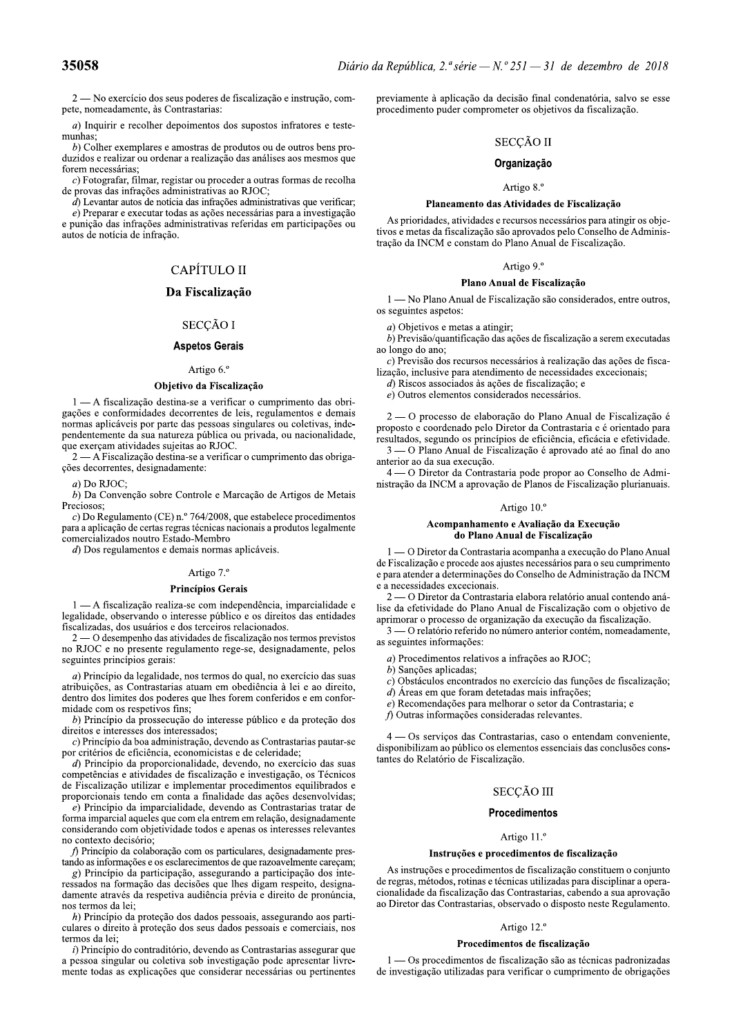2 — No exercício dos seus poderes de fiscalização e instrução, compete, nomeadamente, às Contrastarias:

*a*) Inquirir e recolher depoimentos dos supostos infratores e testemunhas;

*b*) Colher exemplares e amostras de produtos ou de outros bens produzidos e realizar ou ordenar a realização das análises aos mesmos que forem necessárias;

*c*) Fotografar, filmar, registar ou proceder a outras formas de recolha de provas das infrações administrativas ao RJOC;

*d*) Levantar autos de notícia das infrações administrativas que verificar;

*e*) Preparar e executar todas as ações necessárias para a investigação e punição das infrações administrativas referidas em participações ou autos de notícia de infração.

# CAPÍTULO II

## Da Fiscalização

### SECÇÃO I

### Aspetos Gerais

Artigo 6.º

**Objetivo da Fiscalização**

1 — A fiscalização destina-se a verificar o cumprimento das obrigações e conformidades decorrentes de leis, regulamentos e demais normas aplicáveis por parte das pessoas singulares ou coletivas, independentemente da sua natureza pública ou privada, ou nacionalidade, que exerçam atividades sujeitas ao RJOC.

2 — A Fiscalização destina-se a verificar o cumprimento das obrigações decorrentes, designadamente:

*a*) Do RJOC;

*b*) Da Convenção sobre Controle e Marcação de Artigos de Metais Preciosos;

*c*) Do Regulamento (CE) n.º 764/2008, que estabelece procedimentos para a aplicação de certas regras técnicas nacionais a produtos legalmente comercializados noutro Estado-Membro

*d*) Dos regulamentos e demais normas aplicáveis.

Artigo 7.º

**Princípios Gerais**

1 — A fiscalização realiza-se com independência, imparcialidade e legalidade, observando o interesse público e os direitos das entidades fiscalizadas, dos usuários e dos terceiros relacionados.

2 — O desempenho das atividades de fiscalização nos termos previstos no RJOC e no presente regulamento rege-se, designadamente, pelos seguintes princípios gerais:

*a*) Princípio da legalidade, nos termos do qual, no exercício das suas atribuições, as Contrastarias atuam em obediência à lei e ao direito, dentro dos limites dos poderes que lhes forem conferidos e em conformidade com os respetivos fins;

*b*) Princípio da prossecução do interesse público e da proteção dos direitos e interesses dos interessados;

*c*) Princípio da boa administração, devendo as Contrastarias pautar-se por critérios de eficiência, economicistas e de celeridade;

*d*) Princípio da proporcionalidade, devendo, no exercício das suas competências e atividades de fiscalização e investigação, os Técnicos de Fiscalização utilizar e implementar procedimentos equilibrados e proporcionais tendo em conta a finalidade das ações desenvolvidas;

*e*) Princípio da imparcialidade, devendo as Contrastarias tratar de forma imparcial aqueles que com ela entrem em relação, designadamente considerando com objetividade todos e apenas os interesses relevantes no contexto decisório;

*f*) Princípio da colaboração com os particulares, designadamente prestando as informações e os esclarecimentos de que razoavelmente careçam;

*g*) Princípio da participação, assegurando a participação dos interessados na formação das decisões que lhes digam respeito, designadamente através da respetiva audiência prévia e direito de pronúncia, nos termos da lei;

*h*) Princípio da proteção dos dados pessoais, assegurando aos particulares o direito à proteção dos seus dados pessoais e comerciais, nos termos da lei;

*i*) Princípio do contraditório, devendo as Contrastarias assegurar que a pessoa singular ou coletiva sob investigação pode apresentar livremente todas as explicações que considerar necessárias ou pertinentes previamente à aplicação da decisão final condenatória, salvo se esse procedimento puder comprometer os objetivos da fiscalização.

### SECÇÃO II

### Organização

Artigo 8.º

**Planeamento das Atividades de Fiscalização**

As prioridades, atividades e recursos necessários para atingir os objetivos e metas da fiscalização são aprovados pelo Conselho de Administração da INCM e constam do Plano Anual de Fiscalização.

Artigo 9.º

**Plano Anual de Fiscalização**

1 — No Plano Anual de Fiscalização são considerados, entre outros, os seguintes aspetos:

*a*) Objetivos e metas a atingir;

*b*) Previsão/quantificação das ações de fiscalização a serem executadas ao longo do ano;

*c*) Previsão dos recursos necessários à realização das ações de fiscalização, inclusive para atendimento de necessidades excecionais;

*d*) Riscos associados às ações de fiscalização; e

*e*) Outros elementos considerados necessários.

2 — O processo de elaboração do Plano Anual de Fiscalização é proposto e coordenado pelo Diretor da Contrastaria e é orientado para resultados, segundo os princípios de eficiência, eficácia e efetividade.

3 — O Plano Anual de Fiscalização é aprovado até ao final do ano anterior ao da sua execução.

4 — O Diretor da Contrastaria pode propor ao Conselho de Administração da INCM a aprovação de Planos de Fiscalização plurianuais.

Artigo 10.º

**Acompanhamento e Avaliação da Execução do Plano Anual de Fiscalização**

1 — O Diretor da Contrastaria acompanha a execução do Plano Anual de Fiscalização e procede aos ajustes necessários para o seu cumprimento e para atender a determinações do Conselho de Administração da INCM e a necessidades excecionais.

2 — O Diretor da Contrastaria elabora relatório anual contendo análise da efetividade do Plano Anual de Fiscalização com o objetivo de aprimorar o processo de organização da execução da fiscalização.

3 — O relatório referido no número anterior contém, nomeadamente, as seguintes informações:

*a*) Procedimentos relativos a infrações ao RJOC;

*b*) Sanções aplicadas;

*c*) Obstáculos encontrados no exercício das funções de fiscalização;

*d*) Áreas em que foram detetadas mais infrações;

*e*) Recomendações para melhorar o setor da Contrastaria; e

*f*) Outras informações consideradas relevantes.

4 — Os serviços das Contrastarias, caso o entendam conveniente, disponibilizam ao público os elementos essenciais das conclusões constantes do Relatório de Fiscalização.

### SECÇÃO III

### Procedimentos

Artigo 11.º

**Instruções e procedimentos de fiscalização**

As instruções e procedimentos de fiscalização constituem o conjunto de regras, métodos, rotinas e técnicas utilizadas para disciplinar a operacionalidade da fiscalização das Contrastarias, cabendo a sua aprovação ao Diretor das Contrastarias, observado o disposto neste Regulamento.

Artigo 12.º

**Procedimentos de fiscalização**

1 — Os procedimentos de fiscalização são as técnicas padronizadas de investigação utilizadas para verificar o cumprimento de obrigações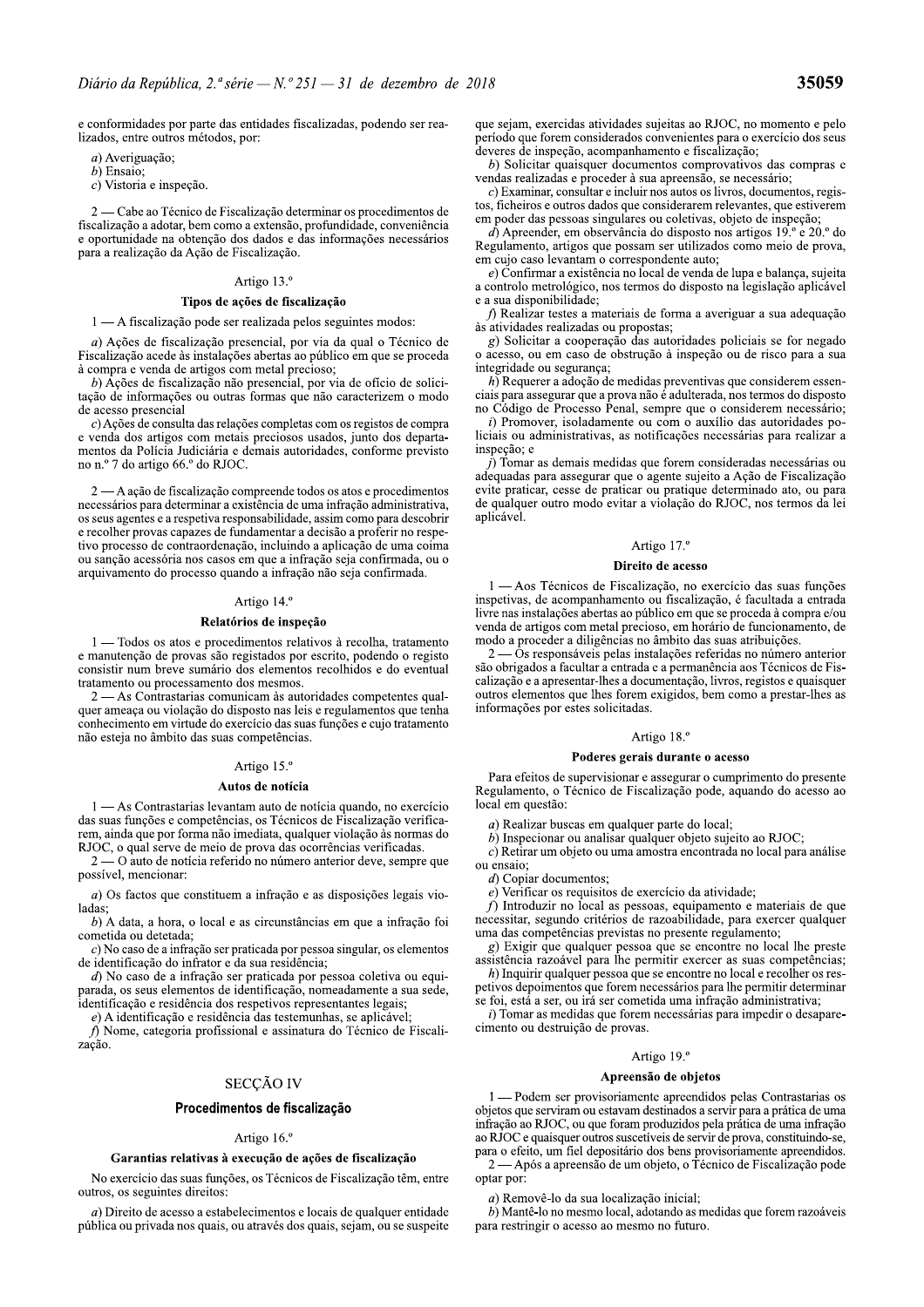e conformidades por parte das entidades fiscalizadas, podendo ser realizados, entre outros métodos, por:

*a*) Averiguação;
*b*) Ensaio;
*c*) Vistoria e inspeção.

2 — Cabe ao Técnico de Fiscalização determinar os procedimentos de fiscalização a adotar, bem como a extensão, profundidade, conveniência e oportunidade na obtenção dos dados e das informações necessários para a realização da Ação de Fiscalização.

Artigo 13.º

**Tipos de ações de fiscalização**

1 — A fiscalização pode ser realizada pelos seguintes modos:

*a*) Ações de fiscalização presencial, por via da qual o Técnico de Fiscalização acede às instalações abertas ao público em que se proceda à compra e venda de artigos com metal precioso;

*b*) Ações de fiscalização não presencial, por via de ofício de solicitação de informações ou outras formas que não caracterizem o modo de acesso presencial

*c*) Ações de consulta das relações completas com os registos de compra e venda dos artigos com metais preciosos usados, junto dos departamentos da Polícia Judiciária e demais autoridades, conforme previsto no n.º 7 do artigo 66.º do RJOC.

2 — A ação de fiscalização compreende todos os atos e procedimentos necessários para determinar a existência de uma infração administrativa, os seus agentes e a respetiva responsabilidade, assim como para descobrir e recolher provas capazes de fundamentar a decisão a proferir no respetivo processo de contraordenação, incluindo a aplicação de uma coima ou sanção acessória nos casos em que a infração seja confirmada, ou o arquivamento do processo quando a infração não seja confirmada.

Artigo 14.º

**Relatórios de inspeção**

1 — Todos os atos e procedimentos relativos à recolha, tratamento e manutenção de provas são registados por escrito, podendo o registo consistir num breve sumário dos elementos recolhidos e do eventual tratamento ou processamento dos mesmos.

2 — As Contrastarias comunicam às autoridades competentes qualquer ameaça ou violação do disposto nas leis e regulamentos que tenha conhecimento em virtude do exercício das suas funções e cujo tratamento não esteja no âmbito das suas competências.

Artigo 15.º

**Autos de notícia**

1 — As Contrastarias levantam auto de notícia quando, no exercício das suas funções e competências, os Técnicos de Fiscalização verificarem, ainda que por forma não imediata, qualquer violação às normas do RJOC, o qual serve de meio de prova das ocorrências verificadas.

2 — O auto de notícia referido no número anterior deve, sempre que possível, mencionar:

*a*) Os factos que constituem a infração e as disposições legais violadas;

*b*) A data, a hora, o local e as circunstâncias em que a infração foi cometida ou detetada;

*c*) No caso de a infração ser praticada por pessoa singular, os elementos de identificação do infrator e da sua residência;

*d*) No caso de a infração ser praticada por pessoa coletiva ou equiparada, os seus elementos de identificação, nomeadamente a sua sede, identificação e residência dos respetivos representantes legais;

*e*) A identificação e residência das testemunhas, se aplicável;

*f*) Nome, categoria profissional e assinatura do Técnico de Fiscalização.

## SECÇÃO IV

## Procedimentos de fiscalização

Artigo 16.º

**Garantias relativas à execução de ações de fiscalização**

No exercício das suas funções, os Técnicos de Fiscalização têm, entre outros, os seguintes direitos:

*a*) Direito de acesso a estabelecimentos e locais de qualquer entidade pública ou privada nos quais, ou através dos quais, sejam, ou se suspeite que sejam, exercidas atividades sujeitas ao RJOC, no momento e pelo período que forem considerados convenientes para o exercício dos seus deveres de inspeção, acompanhamento e fiscalização;

*b*) Solicitar quaisquer documentos comprovativos das compras e vendas realizadas e proceder à sua apreensão, se necessário;

*c*) Examinar, consultar e incluir nos autos os livros, documentos, registos, ficheiros e outros dados que considerem relevantes, que estiverem em poder das pessoas singulares ou coletivas, objeto de inspeção;

*d*) Apreender, em observância do disposto nos artigos 19.º e 20.º do Regulamento, artigos que possam ser utilizados como meio de prova, em cujo caso levantam o correspondente auto;

*e*) Confirmar a existência no local de venda de lupa e balança, sujeita a controlo metrológico, nos termos do disposto na legislação aplicável e a sua disponibilidade;

*f*) Realizar testes a materiais de forma a averiguar a sua adequação às atividades realizadas ou propostas;

*g*) Solicitar a cooperação das autoridades policiais se for negado o acesso, ou em caso de obstrução à inspeção ou de risco para a sua integridade ou segurança;

*h*) Requerer a adoção de medidas preventivas que considerem essenciais para assegurar que a prova não é adulterada, nos termos do disposto no Código de Processo Penal, sempre que o considerem necessário;

*i*) Promover, isoladamente ou com o auxílio das autoridades policiais ou administrativas, as notificações necessárias para realizar a inspeção; e

*j*) Tomar as demais medidas que forem consideradas necessárias ou adequadas para assegurar que o agente sujeito a Ação de Fiscalização evite praticar, cesse de praticar ou pratique determinado ato, ou para de qualquer outro modo evitar a violação do RJOC, nos termos da lei aplicável.

Artigo 17.º

**Direito de acesso**

1 — Aos Técnicos de Fiscalização, no exercício das suas funções inspetivas, de acompanhamento ou fiscalização, é facultada a entrada livre nas instalações abertas ao público em que se proceda à compra e/ou venda de artigos com metal precioso, em horário de funcionamento, de modo a proceder a diligências no âmbito das suas atribuições.

2 — Os responsáveis pelas instalações referidas no número anterior são obrigados a facultar a entrada e a permanência aos Técnicos de Fiscalização e a apresentar-lhes a documentação, livros, registos e quaisquer outros elementos que lhes forem exigidos, bem como a prestar-lhes as informações por estes solicitadas.

Artigo 18.º

**Poderes gerais durante o acesso**

Para efeitos de supervisionar e assegurar o cumprimento do presente Regulamento, o Técnico de Fiscalização pode, aquando do acesso ao local em questão:

*a*) Realizar buscas em qualquer parte do local;

*b*) Inspecionar ou analisar qualquer objeto sujeito ao RJOC;

*c*) Retirar um objeto ou uma amostra encontrada no local para análise ou ensaio;

*d*) Copiar documentos;

*e*) Verificar os requisitos de exercício da atividade;

*f*) Introduzir no local as pessoas, equipamento e materiais de que necessitar, segundo critérios de razoabilidade, para exercer qualquer uma das competências previstas no presente regulamento;

*g*) Exigir que qualquer pessoa que se encontre no local lhe preste assistência razoável para lhe permitir exercer as suas competências;

*h*) Inquirir qualquer pessoa que se encontre no local e recolher os respetivos depoimentos que forem necessários para lhe permitir determinar se foi, está a ser, ou irá ser cometida uma infração administrativa;

*i*) Tomar as medidas que forem necessárias para impedir o desaparecimento ou destruição de provas.

Artigo 19.º

**Apreensão de objetos**

1 — Podem ser provisoriamente apreendidos pelas Contrastarias os objetos que serviram ou estavam destinados a servir para a prática de uma infração ao RJOC, ou que foram produzidos pela prática de uma infração ao RJOC e quaisquer outros suscetíveis de servir de prova, constituindo-se, para o efeito, um fiel depositário dos bens provisoriamente apreendidos.

2 — Após a apreensão de um objeto, o Técnico de Fiscalização pode optar por:

*a*) Removê-lo da sua localização inicial;

*b*) Mantê-lo no mesmo local, adotando as medidas que forem razoáveis para restringir o acesso ao mesmo no futuro.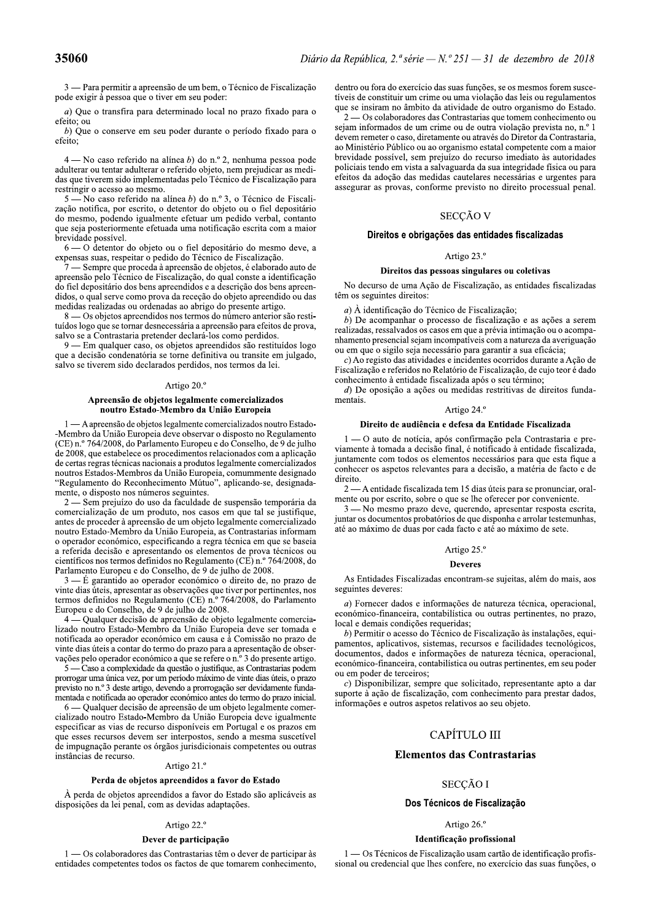3 — Para permitir a apreensão de um bem, o Técnico de Fiscalização pode exigir à pessoa que o tiver em seu poder:

*a*) Que o transfira para determinado local no prazo fixado para o efeito; ou

*b*) Que o conserve em seu poder durante o período fixado para o efeito;

4 — No caso referido na alínea *b*) do n.º 2, nenhuma pessoa pode adulterar ou tentar adulterar o referido objeto, nem prejudicar as medidas que tiverem sido implementadas pelo Técnico de Fiscalização para restringir o acesso ao mesmo.

5 — No caso referido na alínea *b*) do n.º 3, o Técnico de Fiscalização notifica, por escrito, o detentor do objeto ou o fiel depositário do mesmo, podendo igualmente efetuar um pedido verbal, contanto que seja posteriormente efetuada uma notificação escrita com a maior brevidade possível.

6 — O detentor do objeto ou o fiel depositário do mesmo deve, a expensas suas, respeitar o pedido do Técnico de Fiscalização.

7 — Sempre que proceda à apreensão de objetos, é elaborado auto de apreensão pelo Técnico de Fiscalização, do qual conste a identificação do fiel depositário dos bens apreendidos e a descrição dos bens apreendidos, o qual serve como prova da receção do objeto apreendido ou das medidas realizadas ou ordenadas ao abrigo do presente artigo.

8 — Os objetos apreendidos nos termos do número anterior são restituídos logo que se tornar desnecessária a apreensão para efeitos de prova, salvo se a Contrastaria pretender declará-los como perdidos.

9 — Em qualquer caso, os objetos apreendidos são restituídos logo que a decisão condenatória se torne definitiva ou transite em julgado, salvo se tiverem sido declarados perdidos, nos termos da lei.

Artigo 20.º

**Apreensão de objetos legalmente comercializados noutro Estado-Membro da União Europeia**

1 — A apreensão de objetos legalmente comercializados noutro Estado-Membro da União Europeia deve observar o disposto no Regulamento (CE) n.º 764/2008, do Parlamento Europeu e do Conselho, de 9 de julho de 2008, que estabelece os procedimentos relacionados com a aplicação de certas regras técnicas nacionais a produtos legalmente comercializados noutros Estados-Membros da União Europeia, comummente designado "Regulamento do Reconhecimento Mútuo", aplicando-se, designadamente, o disposto nos números seguintes.

2 — Sem prejuízo do uso da faculdade de suspensão temporária da comercialização de um produto, nos casos em que tal se justifique, antes de proceder à apreensão de um objeto legalmente comercializado noutro Estado-Membro da União Europeia, as Contrastarias informam o operador económico, especificando a regra técnica em que se baseia a referida decisão e apresentando os elementos de prova técnicos ou científicos nos termos definidos no Regulamento (CE) n.º 764/2008, do Parlamento Europeu e do Conselho, de 9 de julho de 2008.

3 — É garantido ao operador económico o direito de, no prazo de vinte dias úteis, apresentar as observações que tiver por pertinentes, nos termos definidos no Regulamento (CE) n.º 764/2008, do Parlamento Europeu e do Conselho, de 9 de julho de 2008.

4 — Qualquer decisão de apreensão de objeto legalmente comercializado noutro Estado-Membro da União Europeia deve ser tomada e notificada ao operador económico em causa e à Comissão no prazo de vinte dias úteis a contar do termo do prazo para a apresentação de observações pelo operador económico a que se refere o n.º 3 do presente artigo.

5 — Caso a complexidade da questão o justifique, as Contrastarias podem prorrogar uma única vez, por um período máximo de vinte dias úteis, o prazo previsto no n.º 3 deste artigo, devendo a prorrogação ser devidamente fundamentada e notificada ao operador económico antes do termo do prazo inicial.

6 — Qualquer decisão de apreensão de um objeto legalmente comercializado noutro Estado-Membro da União Europeia deve igualmente especificar as vias de recurso disponíveis em Portugal e os prazos em que esses recursos devem ser interpostos, sendo a mesma suscetível de impugnação perante os órgãos jurisdicionais competentes ou outras instâncias de recurso.

Artigo 21.º

**Perda de objetos apreendidos a favor do Estado**

À perda de objetos apreendidos a favor do Estado são aplicáveis as disposições da lei penal, com as devidas adaptações.

Artigo 22.º

**Dever de participação**

1 — Os colaboradores das Contrastarias têm o dever de participar às entidades competentes todos os factos de que tomarem conhecimento, dentro ou fora do exercício das suas funções, se os mesmos forem suscetíveis de constituir um crime ou uma violação das leis ou regulamentos que se insiram no âmbito da atividade de outro organismo do Estado.

2 — Os colaboradores das Contrastarias que tomem conhecimento ou sejam informados de um crime ou de outra violação prevista no, n.º 1 devem remeter o caso, diretamente ou através do Diretor da Contrastaria, ao Ministério Público ou ao organismo estatal competente com a maior brevidade possível, sem prejuízo do recurso imediato às autoridades policiais tendo em vista a salvaguarda da sua integridade física ou para efeitos da adoção das medidas cautelares necessárias e urgentes para assegurar as provas, conforme previsto no direito processual penal.

## SECÇÃO V

### Direitos e obrigações das entidades fiscalizadas

Artigo 23.º

**Direitos das pessoas singulares ou coletivas**

No decurso de uma Ação de Fiscalização, as entidades fiscalizadas têm os seguintes direitos:

*a*) À identificação do Técnico de Fiscalização;

*b*) De acompanhar o processo de fiscalização e as ações a serem realizadas, ressalvados os casos em que a prévia intimação ou o acompanhamento presencial sejam incompatíveis com a natureza da averiguação ou em que o sigilo seja necessário para garantir a sua eficácia;

*c*) Ao registo das atividades e incidentes ocorridos durante a Ação de Fiscalização e referidos no Relatório de Fiscalização, de cujo teor é dado conhecimento à entidade fiscalizada após o seu término;

*d*) De oposição a ações ou medidas restritivas de direitos fundamentais.

Artigo 24.º

**Direito de audiência e defesa da Entidade Fiscalizada**

1 — O auto de notícia, após confirmação pela Contrastaria e previamente à tomada a decisão final, é notificado à entidade fiscalizada, juntamente com todos os elementos necessários para que esta fique a conhecer os aspetos relevantes para a decisão, a matéria de facto e de direito.

2 — A entidade fiscalizada tem 15 dias úteis para se pronunciar, oralmente ou por escrito, sobre o que se lhe oferecer por conveniente.

3 — No mesmo prazo deve, querendo, apresentar resposta escrita, juntar os documentos probatórios de que disponha e arrolar testemunhas, até ao máximo de duas por cada facto e até ao máximo de sete.

Artigo 25.º

**Deveres**

As Entidades Fiscalizadas encontram-se sujeitas, além do mais, aos seguintes deveres:

*a*) Fornecer dados e informações de natureza técnica, operacional, económico-financeira, contabilística ou outras pertinentes, no prazo, local e demais condições requeridas;

*b*) Permitir o acesso do Técnico de Fiscalização às instalações, equipamentos, aplicativos, sistemas, recursos e facilidades tecnológicos, documentos, dados e informações de natureza técnica, operacional, económico-financeira, contabilística ou outras pertinentes, em seu poder ou em poder de terceiros;

*c*) Disponibilizar, sempre que solicitado, representante apto a dar suporte à ação de fiscalização, com conhecimento para prestar dados, informações e outros aspetos relativos ao seu objeto.

# CAPÍTULO III

## Elementos das Contrastarias

## SECÇÃO I

### Dos Técnicos de Fiscalização

Artigo 26.º

**Identificação profissional**

1 — Os Técnicos de Fiscalização usam cartão de identificação profissional ou credencial que lhes confere, no exercício das suas funções, o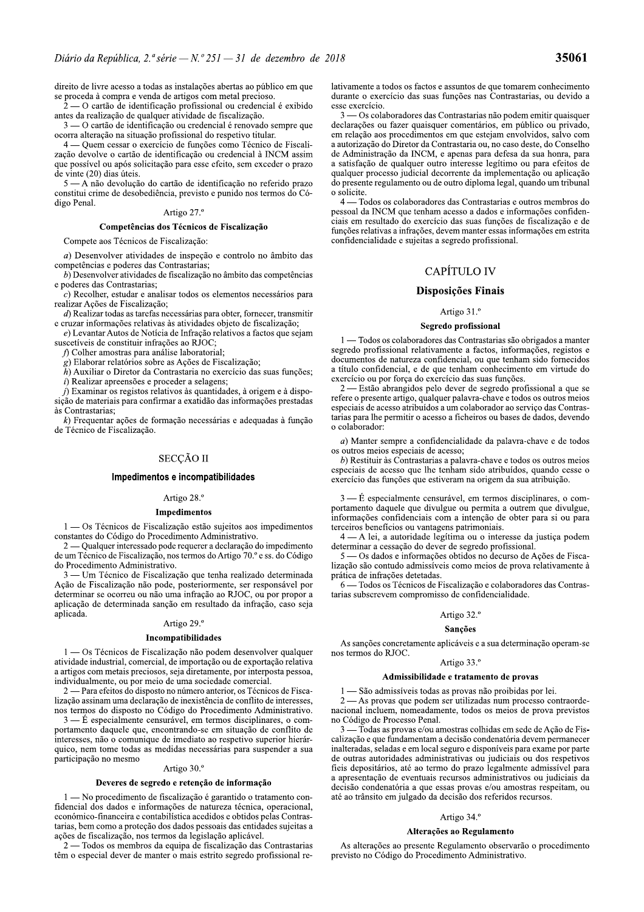direito de livre acesso a todas as instalações abertas ao público em que se proceda à compra e venda de artigos com metal precioso.

2 — O cartão de identificação profissional ou credencial é exibido antes da realização de qualquer atividade de fiscalização.

3 — O cartão de identificação ou credencial é renovado sempre que ocorra alteração na situação profissional do respetivo titular.

4 — Quem cessar o exercício de funções como Técnico de Fiscalização devolve o cartão de identificação ou credencial à INCM assim que possível ou após solicitação para esse efeito, sem exceder o prazo de vinte (20) dias úteis.

5 — A não devolução do cartão de identificação no referido prazo constitui crime de desobediência, previsto e punido nos termos do Código Penal.

Artigo 27.º

**Competências dos Técnicos de Fiscalização**

Compete aos Técnicos de Fiscalização:

*a*) Desenvolver atividades de inspeção e controlo no âmbito das competências e poderes das Contrastarias;

*b*) Desenvolver atividades de fiscalização no âmbito das competências e poderes das Contrastarias;

*c*) Recolher, estudar e analisar todos os elementos necessários para realizar Ações de Fiscalização;

*d*) Realizar todas as tarefas necessárias para obter, fornecer, transmitir e cruzar informações relativas às atividades objeto de fiscalização;

*e*) Levantar Autos de Notícia de Infração relativos a factos que sejam suscetíveis de constituir infrações ao RJOC;

*f*) Colher amostras para análise laboratorial;

*g*) Elaborar relatórios sobre as Ações de Fiscalização;

*h*) Auxiliar o Diretor da Contrastaria no exercício das suas funções;

*i*) Realizar apreensões e proceder a selagens;

*j*) Examinar os registos relativos às quantidades, à origem e à disposição de materiais para confirmar a exatidão das informações prestadas às Contrastarias;

*k*) Frequentar ações de formação necessárias e adequadas à função de Técnico de Fiscalização.

## SECÇÃO II

### Impedimentos e incompatibilidades

Artigo 28.º

**Impedimentos**

1 — Os Técnicos de Fiscalização estão sujeitos aos impedimentos constantes do Código do Procedimento Administrativo.

2 — Qualquer interessado pode requerer a declaração do impedimento de um Técnico de Fiscalização, nos termos do Artigo 70.º e ss. do Código do Procedimento Administrativo.

3 — Um Técnico de Fiscalização que tenha realizado determinada Ação de Fiscalização não pode, posteriormente, ser responsável por determinar se ocorreu ou não uma infração ao RJOC, ou por propor a aplicação de determinada sanção em resultado da infração, caso seja aplicada.

Artigo 29.º

**Incompatibilidades**

1 — Os Técnicos de Fiscalização não podem desenvolver qualquer atividade industrial, comercial, de importação ou de exportação relativa a artigos com metais preciosos, seja diretamente, por interposta pessoa, individualmente, ou por meio de uma sociedade comercial.

2 — Para efeitos do disposto no número anterior, os Técnicos de Fiscalização assinam uma declaração de inexistência de conflito de interesses, nos termos do disposto no Código do Procedimento Administrativo.

3 — É especialmente censurável, em termos disciplinares, o comportamento daquele que, encontrando-se em situação de conflito de interesses, não o comunique de imediato ao respetivo superior hierárquico, nem tome todas as medidas necessárias para suspender a sua participação no mesmo

Artigo 30.º

**Deveres de segredo e retenção de informação**

1 — No procedimento de fiscalização é garantido o tratamento confidencial dos dados e informações de natureza técnica, operacional, económico-financeira e contabilística acedidos e obtidos pelas Contrastarias, bem como a proteção dos dados pessoais das entidades sujeitas a ações de fiscalização, nos termos da legislação aplicável.

2 — Todos os membros da equipa de fiscalização das Contrastarias têm o especial dever de manter o mais estrito segredo profissional relativamente a todos os factos e assuntos de que tomarem conhecimento durante o exercício das suas funções nas Contrastarias, ou devido a esse exercício.

3 — Os colaboradores das Contrastarias não podem emitir quaisquer declarações ou fazer quaisquer comentários, em público ou privado, em relação aos procedimentos em que estejam envolvidos, salvo com a autorização do Diretor da Contrastaria ou, no caso deste, do Conselho de Administração da INCM, e apenas para defesa da sua honra, para a satisfação de qualquer outro interesse legítimo ou para efeitos de qualquer processo judicial decorrente da implementação ou aplicação do presente regulamento ou de outro diploma legal, quando um tribunal o solicite.

4 — Todos os colaboradores das Contrastarias e outros membros do pessoal da INCM que tenham acesso a dados e informações confidenciais em resultado do exercício das suas funções de fiscalização e de funções relativas a infrações, devem manter essas informações em estrita confidencialidade e sujeitas a segredo profissional.

## CAPÍTULO IV

### Disposições Finais

Artigo 31.º

**Segredo profissional**

1 — Todos os colaboradores das Contrastarias são obrigados a manter segredo profissional relativamente a factos, informações, registos e documentos de natureza confidencial, ou que tenham sido fornecidos a título confidencial, e de que tenham conhecimento em virtude do exercício ou por força do exercício das suas funções.

2 — Estão abrangidos pelo dever de segredo profissional a que se refere o presente artigo, qualquer palavra-chave e todos os outros meios especiais de acesso atribuídos a um colaborador ao serviço das Contrastarias para lhe permitir o acesso a ficheiros ou bases de dados, devendo o colaborador:

*a*) Manter sempre a confidencialidade da palavra-chave e de todos os outros meios especiais de acesso;

*b*) Restituir às Contrastarias a palavra-chave e todos os outros meios especiais de acesso que lhe tenham sido atribuídos, quando cesse o exercício das funções que estiveram na origem da sua atribuição.

3 — É especialmente censurável, em termos disciplinares, o comportamento daquele que divulgue ou permita a outrem que divulgue, informações confidenciais com a intenção de obter para si ou para terceiros benefícios ou vantagens patrimoniais.

4 — A lei, a autoridade legítima ou o interesse da justiça podem determinar a cessação do dever de segredo profissional.

5 — Os dados e informações obtidos no decurso de Ações de Fiscalização são contudo admissíveis como meios de prova relativamente à prática de infrações detetadas.

6 — Todos os Técnicos de Fiscalização e colaboradores das Contrastarias subscrevem compromisso de confidencialidade.

Artigo 32.º

**Sanções**

As sanções concretamente aplicáveis e a sua determinação operam-se nos termos do RJOC.

Artigo 33.º

**Admissibilidade e tratamento de provas**

1 — São admissíveis todas as provas não proibidas por lei.

2 — As provas que podem ser utilizadas num processo contraordenacional incluem, nomeadamente, todos os meios de prova previstos no Código de Processo Penal.

3 — Todas as provas e/ou amostras colhidas em sede de Ação de Fiscalização e que fundamentam a decisão condenatória devem permanecer inalteradas, seladas e em local seguro e disponíveis para exame por parte de outras autoridades administrativas ou judiciais ou dos respetivos fiéis depositários, até ao termo do prazo legalmente admissível para a apresentação de eventuais recursos administrativos ou judiciais da decisão condenatória a que essas provas e/ou amostras respeitam, ou até ao trânsito em julgado da decisão dos referidos recursos.

Artigo 34.º

**Alterações ao Regulamento**

As alterações ao presente Regulamento observarão o procedimento previsto no Código do Procedimento Administrativo.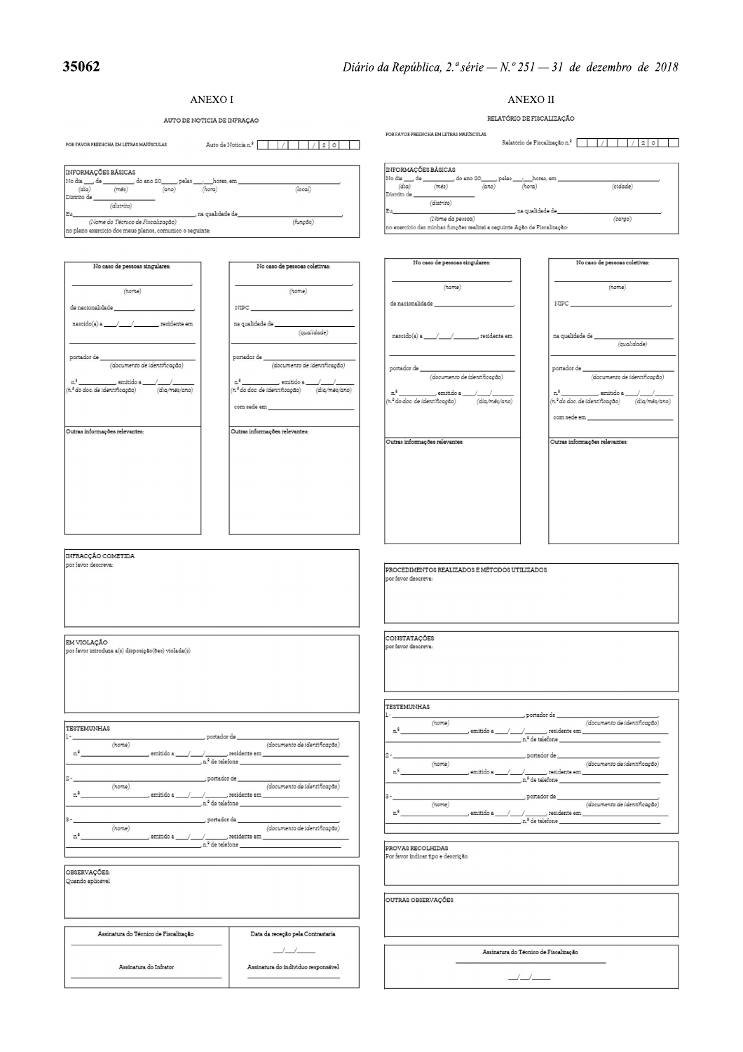## ANEXO I

### AUTO DE NOTICIA DE INFRAÇÃO

POR FAVOR PREENCHA EM LETRAS MAIÚSCULAS

Auto de Notícia n.º ___ / ___ / 2 0 ___

**INFORMAÇÕES BÁSICAS**

No dia ___, de __________, do ano 20_____, pelas ___:___horas, em ______________________________,
(dia) (mês) (ano) (hora) (local)

Distrito de ____________________
(distrito)

Eu______________________________, na qualidade de______________________________,
(Nome do Técnico de Fiscalização) (função)

no pleno exercício dos meus planos, comunico o seguinte:

| No caso de pessoas singulares: | No caso de pessoas coletivas: |
|---|---|
| ______________________________, (nome) | ______________________________, (nome) |
| de nacionalidade ____________________, | NIPC ____________________, |
| nascido(a) a ____/____/________, residente em ______________________________ | na qualidade de ____________________ (qualidade) |
| portador de ____________________ (documento de identificação) | portador de ____________________ (documento de identificação) |
| n.º ___________, emitido a ____/____/______ (n.º do doc. de identificação) (dia/mês/ano) | n.º ___________, emitido a ____/____/______ (n.º do doc. de identificação) (dia/mês/ano) |
| | com sede em ____________________ |
| Outras informações relevantes: | Outras informações relevantes: |

**INFRAÇÃO COMETIDA**

por favor descreva:

**EM VIOLAÇÃO**

por favor introduza a(s) disposição(ões) violada(s)

**TESTEMUNHAS**

1 - ______________________________, portador de ______________________________,
(nome) (documento de identificação)
n.º ________________, emitido a ____/____/______, residente em ______________________
______________________________, n.º de telefone ____________________

2 - ______________________________, portador de ______________________________,
(nome) (documento de identificação)
n.º ________________, emitido a ____/____/______, residente em ______________________
______________________________, n.º de telefone ____________________

3 - ______________________________, portador de ______________________________,
(nome) (documento de identificação)
n.º ________________, emitido a ____/____/______, residente em ______________________
______________________________, n.º de telefone ____________________

**OBSERVAÇÕES:**

Quando aplicável

| Assinatura do Técnico de Fiscalização | Data da receção pela Contrastaria |
|---|---|
| ______________________________ | ___/___/_____ |
| Assinatura do Infrator | Assinatura do indivíduo responsável |
| ______________________________ | ______________________________ |

## ANEXO II

### RELATÓRIO DE FISCALIZAÇÃO

POR FAVOR PREENCHA EM LETRAS MAIÚSCULAS

Relatório de Fiscalização n.º ___ / ___ / 2 0 ___

**INFORMAÇÕES BÁSICAS**

No dia ___, de __________, do ano 20_____, pelas ___:___horas, em ______________________________,
(dia) (mês) (ano) (hora) (cidade)

Distrito de ____________________
(distrito)

Eu______________________________, na qualidade de______________________________,
(Nome da pessoa) (cargo)

no exercício das minhas funções realizei a seguinte Ação de Fiscalização:

| No caso de pessoas singulares: | No caso de pessoas coletivas: |
|---|---|
| ______________________________, (nome) | ______________________________, (nome) |
| de nacionalidade ____________________, | NIPC ____________________, |
| nascido(a) a ____/____/________, residente em ______________________________ | na qualidade de ____________________ (qualidade) |
| portador de ____________________ (documento de identificação) | portador de ____________________ (documento de identificação) |
| n.º ___________, emitido a ____/____/______ (n.º do doc. de identificação) (dia/mês/ano) | n.º ___________, emitido a ____/____/______ (n.º do doc. de identificação) (dia/mês/ano) |
| | com sede em ____________________ |
| Outras informações relevantes: | Outras informações relevantes: |

**PROCEDIMENTOS REALIZADOS E MÉTODOS UTILIZADOS**

por favor descreva:

**CONSTATAÇÕES**

por favor descreva:

**TESTEMUNHAS**

1 - ______________________________, portador de ______________________________,
(nome) (documento de identificação)
n.º ________________, emitido a ____/____/______, residente em ______________________
______________________________, n.º de telefone ____________________

2 - ______________________________, portador de ______________________________,
(nome) (documento de identificação)
n.º ________________, emitido a ____/____/______, residente em ______________________
______________________________, n.º de telefone ____________________

3 - ______________________________, portador de ______________________________,
(nome) (documento de identificação)
n.º ________________, emitido a ____/____/______, residente em ______________________
______________________________, n.º de telefone ____________________

**PROVAS RECOLHIDAS**

Por favor indicar tipo e descrição

**OUTRAS OBSERVAÇÕES**

Assinatura do Técnico de Fiscalização

______________________________

___/___/_____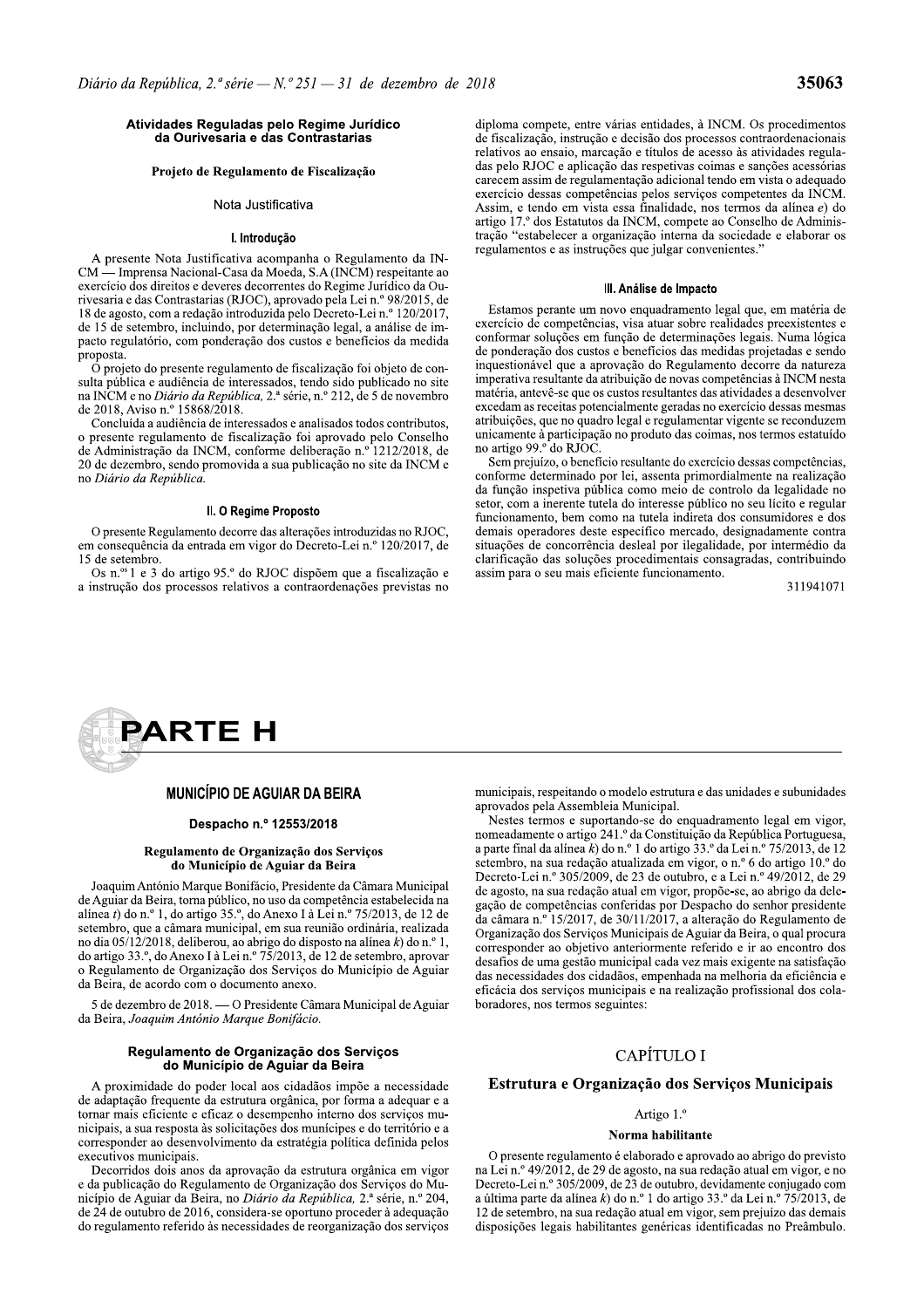### Atividades Reguladas pelo Regime Jurídico da Ourivesaria e das Contrastarias

#### Projeto de Regulamento de Fiscalização

Nota Justificativa

##### I. Introdução

A presente Nota Justificativa acompanha o Regulamento da INCM — Imprensa Nacional-Casa da Moeda, S.A (INCM) respeitante ao exercício dos direitos e deveres decorrentes do Regime Jurídico da Ourivesaria e das Contrastarias (RJOC), aprovado pela Lei n.º 98/2015, de 18 de agosto, com a redação introduzida pelo Decreto-Lei n.º 120/2017, de 15 de setembro, incluindo, por determinação legal, a análise de impacto regulatório, com ponderação dos custos e benefícios da medida proposta.

O projeto do presente regulamento de fiscalização foi objeto de consulta pública e audiência de interessados, tendo sido publicado no site na INCM e no *Diário da República,* 2.ª série, n.º 212, de 5 de novembro de 2018, Aviso n.º 15868/2018.

Concluída a audiência de interessados e analisados todos contributos, o presente regulamento de fiscalização foi aprovado pelo Conselho de Administração da INCM, conforme deliberação n.º 1212/2018, de 20 de dezembro, sendo promovida a sua publicação no site da INCM e no *Diário da República.*

##### II. O Regime Proposto

O presente Regulamento decorre das alterações introduzidas no RJOC, em consequência da entrada em vigor do Decreto-Lei n.º 120/2017, de 15 de setembro.

Os n.ºs 1 e 3 do artigo 95.º do RJOC dispõem que a fiscalização e a instrução dos processos relativos a contraordenações previstas no diploma compete, entre várias entidades, à INCM. Os procedimentos de fiscalização, instrução e decisão dos processos contraordenacionais relativos ao ensaio, marcação e títulos de acesso às atividades reguladas pelo RJOC e aplicação das respetivas coimas e sanções acessórias carecem assim de regulamentação adicional tendo em vista o adequado exercício dessas competências pelos serviços competentes da INCM. Assim, e tendo em vista essa finalidade, nos termos da alínea *e*) do artigo 17.º dos Estatutos da INCM, compete ao Conselho de Administração "estabelecer a organização interna da sociedade e elaborar os regulamentos e as instruções que julgar convenientes."

##### III. Análise de Impacto

Estamos perante um novo enquadramento legal que, em matéria de exercício de competências, visa atuar sobre realidades preexistentes e conformar soluções em função de determinações legais. Numa lógica de ponderação dos custos e benefícios das medidas projetadas e sendo inquestionável que a aprovação do Regulamento decorre da natureza imperativa resultante da atribuição de novas competências à INCM nesta matéria, antevê-se que os custos resultantes das atividades a desenvolver excedam as receitas potencialmente geradas no exercício dessas mesmas atribuições, que no quadro legal e regulamentar vigente se reconduzem unicamente à participação no produto das coimas, nos termos estatuído no artigo 99.º do RJOC.

Sem prejuízo, o benefício resultante do exercício dessas competências, conforme determinado por lei, assenta primordialmente na realização da função inspetiva pública como meio de controlo da legalidade no setor, com a inerente tutela do interesse público no seu lícito e regular funcionamento, bem como na tutela indireta dos consumidores e dos demais operadores deste específico mercado, designadamente contra situações de concorrência desleal por ilegalidade, por intermédio da clarificação das soluções procedimentais consagradas, contribuindo assim para o seu mais eficiente funcionamento.

311941071

# PARTE H

## MUNICÍPIO DE AGUIAR DA BEIRA

### Despacho n.º 12553/2018

#### Regulamento de Organização dos Serviços do Município de Aguiar da Beira

Joaquim António Marque Bonifácio, Presidente da Câmara Municipal de Aguiar da Beira, torna público, no uso da competência estabelecida na alínea *t*) do n.º 1, do artigo 35.º, do Anexo I à Lei n.º 75/2013, de 12 de setembro, que a câmara municipal, em sua reunião ordinária, realizada no dia 05/12/2018, deliberou, ao abrigo do disposto na alínea *k*) do n.º 1, do artigo 33.º, do Anexo I à Lei n.º 75/2013, de 12 de setembro, aprovar o Regulamento de Organização dos Serviços do Município de Aguiar da Beira, de acordo com o documento anexo.

5 de dezembro de 2018. — O Presidente Câmara Municipal de Aguiar da Beira, *Joaquim António Marque Bonifácio.*

#### Regulamento de Organização dos Serviços do Município de Aguiar da Beira

A proximidade do poder local aos cidadãos impõe a necessidade de adaptação frequente da estrutura orgânica, por forma a adequar e a tornar mais eficiente e eficaz o desempenho interno dos serviços municipais, a sua resposta às solicitações dos munícipes e do território e a corresponder ao desenvolvimento da estratégia política definida pelos executivos municipais.

Decorridos dois anos da aprovação da estrutura orgânica em vigor e da publicação do Regulamento de Organização dos Serviços do Município de Aguiar da Beira, no *Diário da República,* 2.ª série, n.º 204, de 24 de outubro de 2016, considera-se oportuno proceder à adequação do regulamento referido às necessidades de reorganização dos serviços municipais, respeitando o modelo estrutura e das unidades e subunidades aprovados pela Assembleia Municipal.

Nestes termos e suportando-se do enquadramento legal em vigor, nomeadamente o artigo 241.º da Constituição da República Portuguesa, a parte final da alínea *k*) do n.º 1 do artigo 33.º da Lei n.º 75/2013, de 12 setembro, na sua redação atualizada em vigor, o n.º 6 do artigo 10.º do Decreto-Lei n.º 305/2009, de 23 de outubro, e a Lei n.º 49/2012, de 29 de agosto, na sua redação atual em vigor, propõe-se, ao abrigo da delegação de competências conferidas por Despacho do senhor presidente da câmara n.º 15/2017, de 30/11/2017, a alteração do Regulamento de Organização dos Serviços Municipais de Aguiar da Beira, o qual procura corresponder ao objetivo anteriormente referido e ir ao encontro dos desafios de uma gestão municipal cada vez mais exigente na satisfação das necessidades dos cidadãos, empenhada na melhoria da eficiência e eficácia dos serviços municipais e na realização profissional dos colaboradores, nos termos seguintes:

### CAPÍTULO I

### Estrutura e Organização dos Serviços Municipais

Artigo 1.º

**Norma habilitante**

O presente regulamento é elaborado e aprovado ao abrigo do previsto na Lei n.º 49/2012, de 29 de agosto, na sua redação atual em vigor, e no Decreto-Lei n.º 305/2009, de 23 de outubro, devidamente conjugado com a última parte da alínea *k*) do n.º 1 do artigo 33.º da Lei n.º 75/2013, de 12 de setembro, na sua redação atual em vigor, sem prejuízo das demais disposições legais habilitantes genéricas identificadas no Preâmbulo.